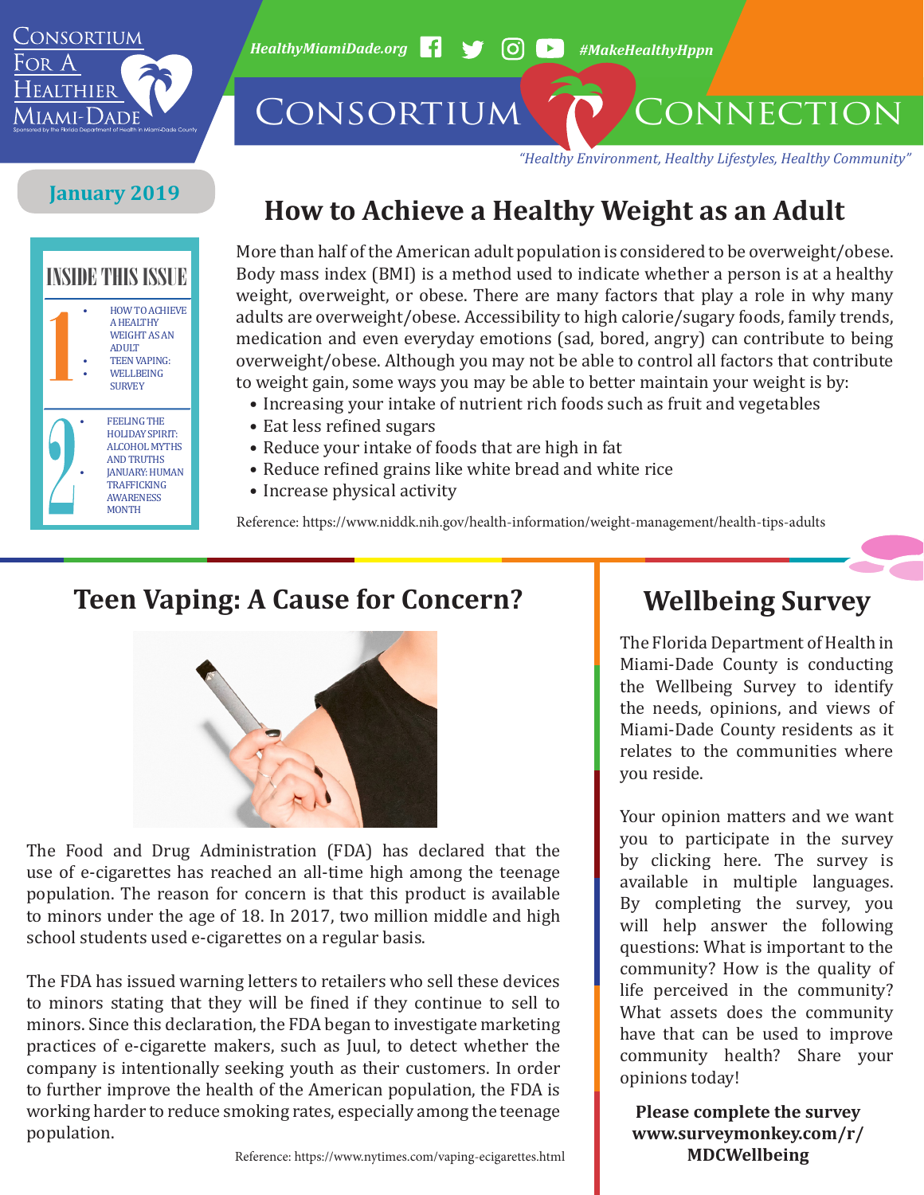# Consortium For A Healthier Miami-Dade

Sponsored by the Florida Department of Health in Miami-Dade County

HealthyMiamiDade.org #MakeHealthyHppn

# Consortium Connection

*"Healthy Environment, Healthy Lifestyles, Healthy Community"*

**January 2019**

## INSIDE THIS ISSUE

1.
- HOW TO ACHIEVE A HEALTHY WEIGHT AS AN ADULT
- TEEN VAPING: WELLBEING SURVEY

2.
- FEELING THE HOLIDAY SPIRIT: ALCOHOL MYTHS AND TRUTHS
- JANUARY: HUMAN TRAFFICKING AWARENESS MONTH

## How to Achieve a Healthy Weight as an Adult

More than half of the American adult population is considered to be overweight/obese. Body mass index (BMI) is a method used to indicate whether a person is at a healthy weight, overweight, or obese. There are many factors that play a role in why many adults are overweight/obese. Accessibility to high calorie/sugary foods, family trends, medication and even everyday emotions (sad, bored, angry) can contribute to being overweight/obese. Although you may not be able to control all factors that contribute to weight gain, some ways you may be able to better maintain your weight is by:

- Increasing your intake of nutrient rich foods such as fruit and vegetables
- Eat less refined sugars
- Reduce your intake of foods that are high in fat
- Reduce refined grains like white bread and white rice
- Increase physical activity

Reference: https://www.niddk.nih.gov/health-information/weight-management/health-tips-adults

## Teen Vaping: A Cause for Concern?

The Food and Drug Administration (FDA) has declared that the use of e-cigarettes has reached an all-time high among the teenage population. The reason for concern is that this product is available to minors under the age of 18. In 2017, two million middle and high school students used e-cigarettes on a regular basis.

The FDA has issued warning letters to retailers who sell these devices to minors stating that they will be fined if they continue to sell to minors. Since this declaration, the FDA began to investigate marketing practices of e-cigarette makers, such as Juul, to detect whether the company is intentionally seeking youth as their customers. In order to further improve the health of the American population, the FDA is working harder to reduce smoking rates, especially among the teenage population.

Reference: https://www.nytimes.com/vaping-ecigarettes.html

## Wellbeing Survey

The Florida Department of Health in Miami-Dade County is conducting the Wellbeing Survey to identify the needs, opinions, and views of Miami-Dade County residents as it relates to the communities where you reside.

Your opinion matters and we want you to participate in the survey by clicking here. The survey is available in multiple languages. By completing the survey, you will help answer the following questions: What is important to the community? How is the quality of life perceived in the community? What assets does the community have that can be used to improve community health? Share your opinions today!

**Please complete the survey www.surveymonkey.com/r/MDCWellbeing**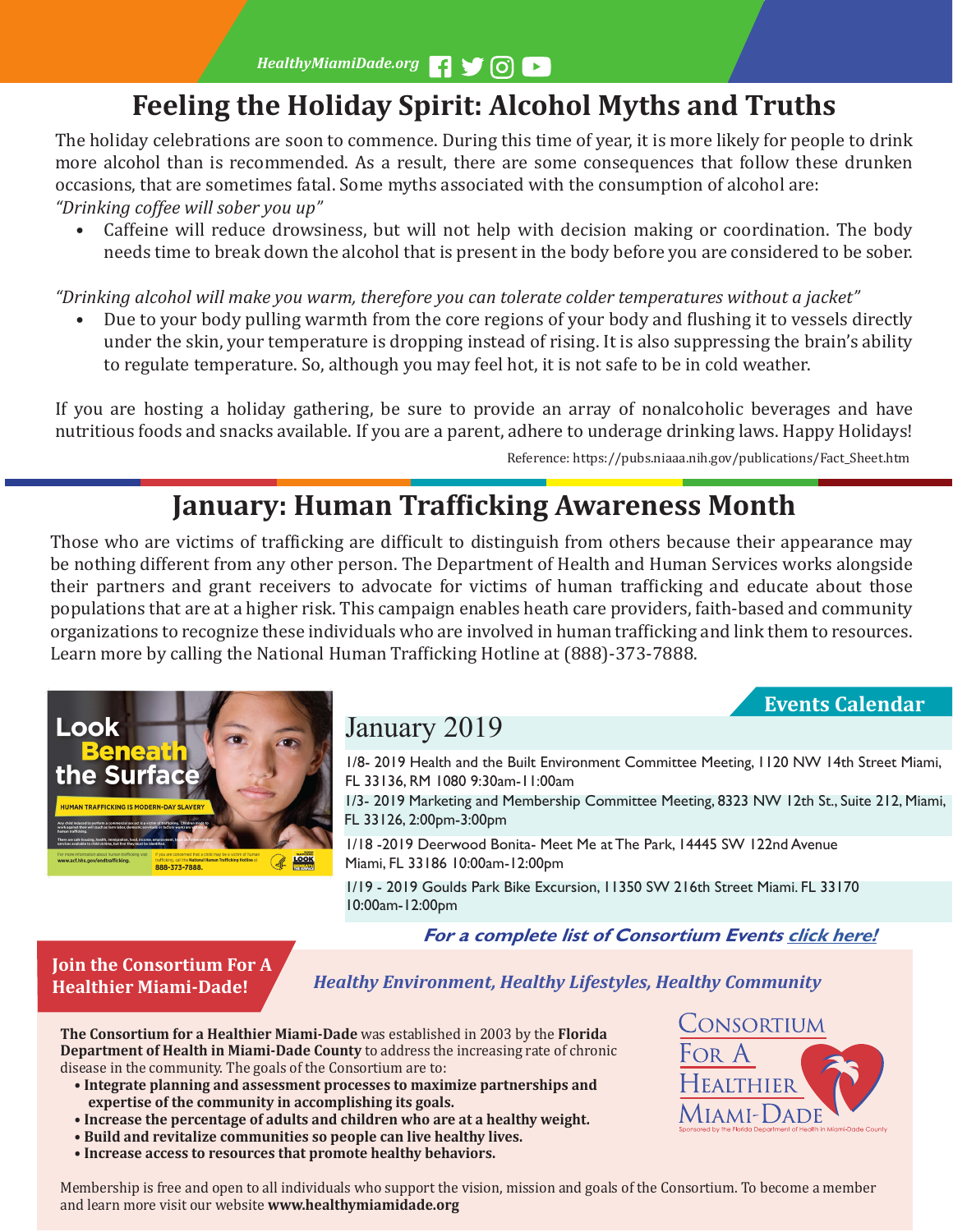HealthyMiamiDade.org

# Feeling the Holiday Spirit: Alcohol Myths and Truths

The holiday celebrations are soon to commence. During this time of year, it is more likely for people to drink more alcohol than is recommended. As a result, there are some consequences that follow these drunken occasions, that are sometimes fatal. Some myths associated with the consumption of alcohol are:

*"Drinking coffee will sober you up"*

- Caffeine will reduce drowsiness, but will not help with decision making or coordination. The body needs time to break down the alcohol that is present in the body before you are considered to be sober.

*"Drinking alcohol will make you warm, therefore you can tolerate colder temperatures without a jacket"*

- Due to your body pulling warmth from the core regions of your body and flushing it to vessels directly under the skin, your temperature is dropping instead of rising. It is also suppressing the brain's ability to regulate temperature. So, although you may feel hot, it is not safe to be in cold weather.

If you are hosting a holiday gathering, be sure to provide an array of nonalcoholic beverages and have nutritious foods and snacks available. If you are a parent, adhere to underage drinking laws. Happy Holidays!

Reference: https://pubs.niaaa.nih.gov/publications/Fact_Sheet.htm

# January: Human Trafficking Awareness Month

Those who are victims of trafficking are difficult to distinguish from others because their appearance may be nothing different from any other person. The Department of Health and Human Services works alongside their partners and grant receivers to advocate for victims of human trafficking and educate about those populations that are at a higher risk. This campaign enables heath care providers, faith-based and community organizations to recognize these individuals who are involved in human trafficking and link them to resources. Learn more by calling the National Human Trafficking Hotline at (888)-373-7888.

## Events Calendar

### January 2019

1/8- 2019 Health and the Built Environment Committee Meeting, 1120 NW 14th Street Miami, FL 33136, RM 1080 9:30am-11:00am

1/3- 2019 Marketing and Membership Committee Meeting, 8323 NW 12th St., Suite 212, Miami, FL 33126, 2:00pm-3:00pm

1/18 -2019 Deerwood Bonita- Meet Me at The Park, 14445 SW 122nd Avenue Miami, FL 33186 10:00am-12:00pm

1/19 - 2019 Goulds Park Bike Excursion, 11350 SW 216th Street Miami. FL 33170 10:00am-12:00pm

***For a complete list of Consortium Events click here!***

## Join the Consortium For A Healthier Miami-Dade!

***Healthy Environment, Healthy Lifestyles, Healthy Community***

**The Consortium for a Healthier Miami-Dade** was established in 2003 by the **Florida Department of Health in Miami-Dade County** to address the increasing rate of chronic disease in the community. The goals of the Consortium are to:

- **Integrate planning and assessment processes to maximize partnerships and expertise of the community in accomplishing its goals.**
- **Increase the percentage of adults and children who are at a healthy weight.**
- **Build and revitalize communities so people can live healthy lives.**
- **Increase access to resources that promote healthy behaviors.**

Consortium For A Healthier Miami-Dade

Sponsored by the Florida Department of Health in Miami-Dade County

Membership is free and open to all individuals who support the vision, mission and goals of the Consortium. To become a member and learn more visit our website **www.healthymiamidade.org**